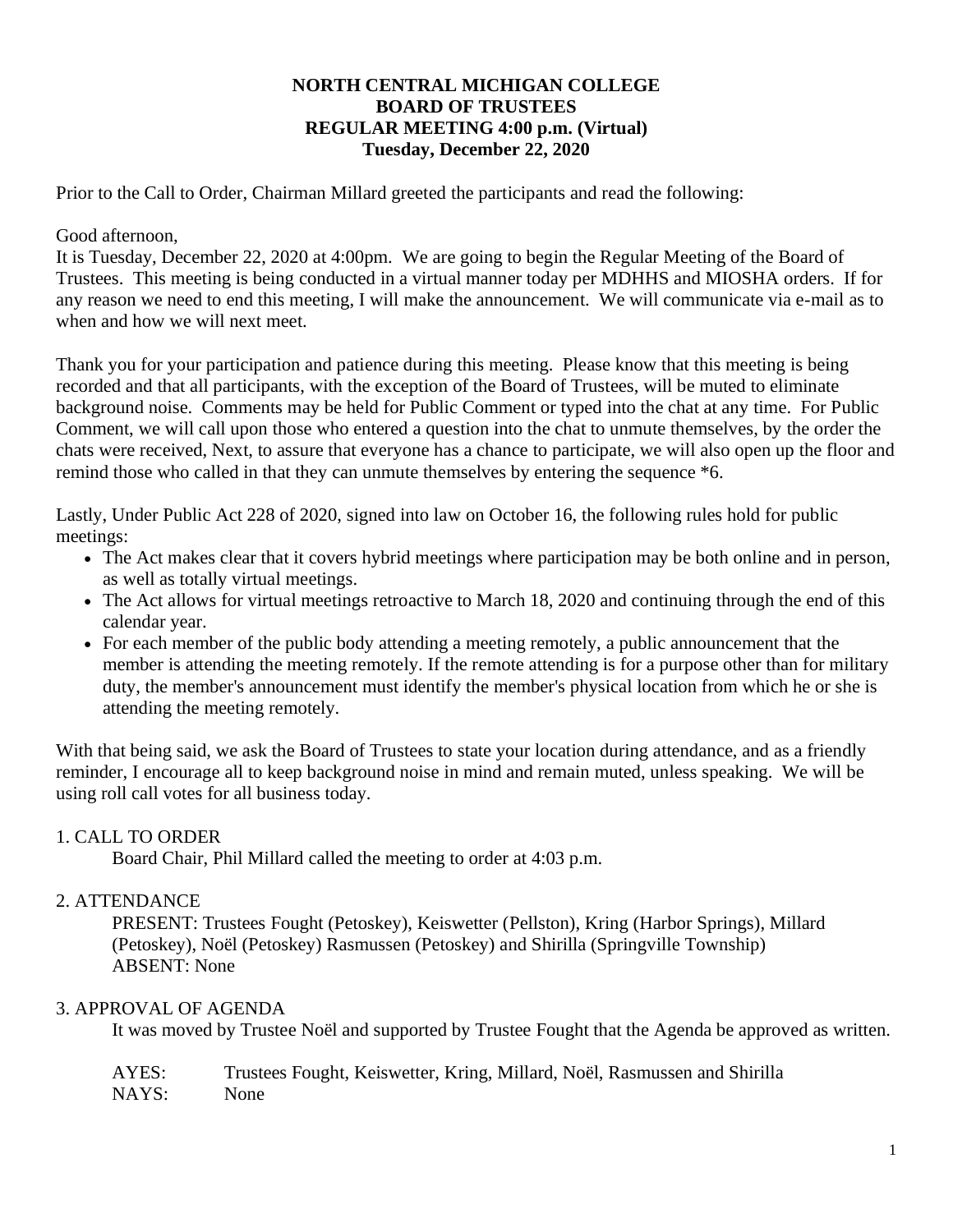**NORTH CENTRAL MICHIGAN COLLEGE**
**BOARD OF TRUSTEES**
**REGULAR MEETING 4:00 p.m. (Virtual)**
**Tuesday, December 22, 2020**

Prior to the Call to Order, Chairman Millard greeted the participants and read the following:

Good afternoon,
It is Tuesday, December 22, 2020 at 4:00pm. We are going to begin the Regular Meeting of the Board of Trustees. This meeting is being conducted in a virtual manner today per MDHHS and MIOSHA orders. If for any reason we need to end this meeting, I will make the announcement. We will communicate via e-mail as to when and how we will next meet.

Thank you for your participation and patience during this meeting. Please know that this meeting is being recorded and that all participants, with the exception of the Board of Trustees, will be muted to eliminate background noise. Comments may be held for Public Comment or typed into the chat at any time. For Public Comment, we will call upon those who entered a question into the chat to unmute themselves, by the order the chats were received, Next, to assure that everyone has a chance to participate, we will also open up the floor and remind those who called in that they can unmute themselves by entering the sequence *6.

Lastly, Under Public Act 228 of 2020, signed into law on October 16, the following rules hold for public meetings:

- The Act makes clear that it covers hybrid meetings where participation may be both online and in person, as well as totally virtual meetings.
- The Act allows for virtual meetings retroactive to March 18, 2020 and continuing through the end of this calendar year.
- For each member of the public body attending a meeting remotely, a public announcement that the member is attending the meeting remotely. If the remote attending is for a purpose other than for military duty, the member's announcement must identify the member's physical location from which he or she is attending the meeting remotely.

With that being said, we ask the Board of Trustees to state your location during attendance, and as a friendly reminder, I encourage all to keep background noise in mind and remain muted, unless speaking. We will be using roll call votes for all business today.

1. CALL TO ORDER

Board Chair, Phil Millard called the meeting to order at 4:03 p.m.

2. ATTENDANCE

PRESENT: Trustees Fought (Petoskey), Keiswetter (Pellston), Kring (Harbor Springs), Millard (Petoskey), Noël (Petoskey) Rasmussen (Petoskey) and Shirilla (Springville Township)
ABSENT: None

3. APPROVAL OF AGENDA

It was moved by Trustee Noël and supported by Trustee Fought that the Agenda be approved as written.

AYES: Trustees Fought, Keiswetter, Kring, Millard, Noël, Rasmussen and Shirilla
NAYS: None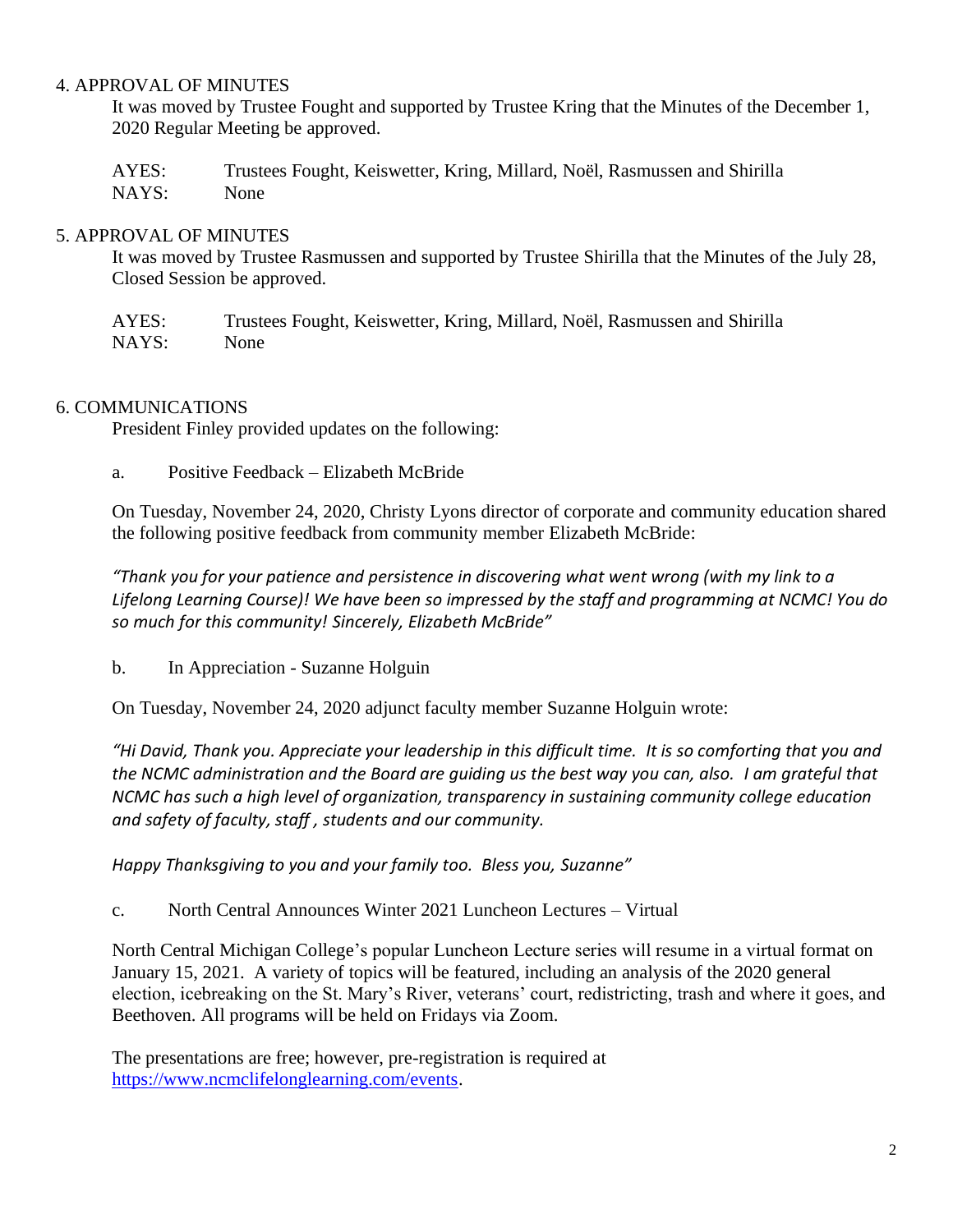## 4. APPROVAL OF MINUTES

It was moved by Trustee Fought and supported by Trustee Kring that the Minutes of the December 1, 2020 Regular Meeting be approved.

AYES: Trustees Fought, Keiswetter, Kring, Millard, Noël, Rasmussen and Shirilla
NAYS: None

## 5. APPROVAL OF MINUTES

It was moved by Trustee Rasmussen and supported by Trustee Shirilla that the Minutes of the July 28, Closed Session be approved.

AYES: Trustees Fought, Keiswetter, Kring, Millard, Noël, Rasmussen and Shirilla
NAYS: None

## 6. COMMUNICATIONS

President Finley provided updates on the following:

a. Positive Feedback – Elizabeth McBride

On Tuesday, November 24, 2020, Christy Lyons director of corporate and community education shared the following positive feedback from community member Elizabeth McBride:

*"Thank you for your patience and persistence in discovering what went wrong (with my link to a Lifelong Learning Course)! We have been so impressed by the staff and programming at NCMC! You do so much for this community! Sincerely, Elizabeth McBride"*

b. In Appreciation - Suzanne Holguin

On Tuesday, November 24, 2020 adjunct faculty member Suzanne Holguin wrote:

*"Hi David, Thank you. Appreciate your leadership in this difficult time. It is so comforting that you and the NCMC administration and the Board are guiding us the best way you can, also. I am grateful that NCMC has such a high level of organization, transparency in sustaining community college education and safety of faculty, staff , students and our community.*

*Happy Thanksgiving to you and your family too. Bless you, Suzanne"*

c. North Central Announces Winter 2021 Luncheon Lectures – Virtual

North Central Michigan College's popular Luncheon Lecture series will resume in a virtual format on January 15, 2021. A variety of topics will be featured, including an analysis of the 2020 general election, icebreaking on the St. Mary's River, veterans' court, redistricting, trash and where it goes, and Beethoven. All programs will be held on Fridays via Zoom.

The presentations are free; however, pre-registration is required at https://www.ncmclifelonglearning.com/events.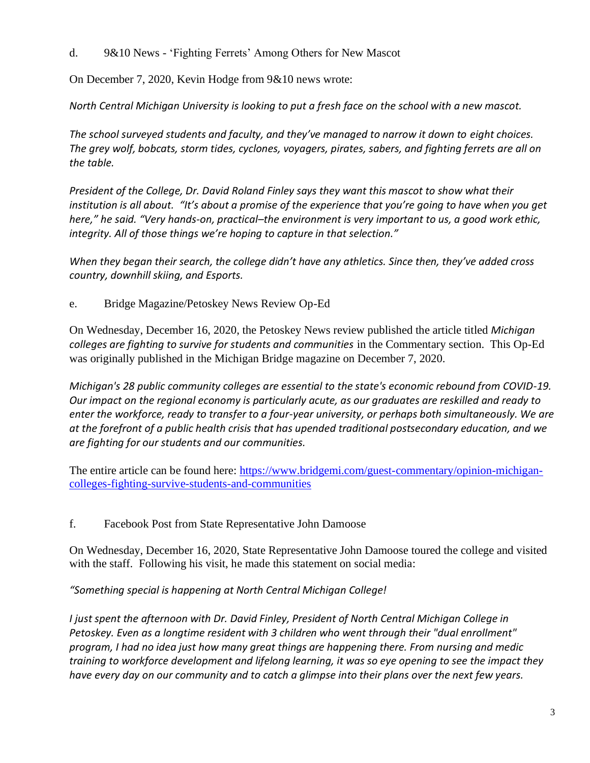d. 9&10 News - 'Fighting Ferrets' Among Others for New Mascot

On December 7, 2020, Kevin Hodge from 9&10 news wrote:

*North Central Michigan University is looking to put a fresh face on the school with a new mascot.*

*The school surveyed students and faculty, and they've managed to narrow it down to eight choices. The grey wolf, bobcats, storm tides, cyclones, voyagers, pirates, sabers, and fighting ferrets are all on the table.*

*President of the College, Dr. David Roland Finley says they want this mascot to show what their institution is all about. "It's about a promise of the experience that you're going to have when you get here," he said. "Very hands-on, practical–the environment is very important to us, a good work ethic, integrity. All of those things we're hoping to capture in that selection."*

*When they began their search, the college didn't have any athletics. Since then, they've added cross country, downhill skiing, and Esports.*

e. Bridge Magazine/Petoskey News Review Op-Ed

On Wednesday, December 16, 2020, the Petoskey News review published the article titled *Michigan colleges are fighting to survive for students and communities* in the Commentary section. This Op-Ed was originally published in the Michigan Bridge magazine on December 7, 2020.

*Michigan's 28 public community colleges are essential to the state's economic rebound from COVID-19. Our impact on the regional economy is particularly acute, as our graduates are reskilled and ready to enter the workforce, ready to transfer to a four-year university, or perhaps both simultaneously. We are at the forefront of a public health crisis that has upended traditional postsecondary education, and we are fighting for our students and our communities.*

The entire article can be found here: [https://www.bridgemi.com/guest-commentary/opinion-michigan-colleges-fighting-survive-students-and-communities](https://www.bridgemi.com/guest-commentary/opinion-michigan-colleges-fighting-survive-students-and-communities)

f. Facebook Post from State Representative John Damoose

On Wednesday, December 16, 2020, State Representative John Damoose toured the college and visited with the staff. Following his visit, he made this statement on social media:

*"Something special is happening at North Central Michigan College!*

*I just spent the afternoon with Dr. David Finley, President of North Central Michigan College in Petoskey. Even as a longtime resident with 3 children who went through their "dual enrollment" program, I had no idea just how many great things are happening there. From nursing and medic training to workforce development and lifelong learning, it was so eye opening to see the impact they have every day on our community and to catch a glimpse into their plans over the next few years.*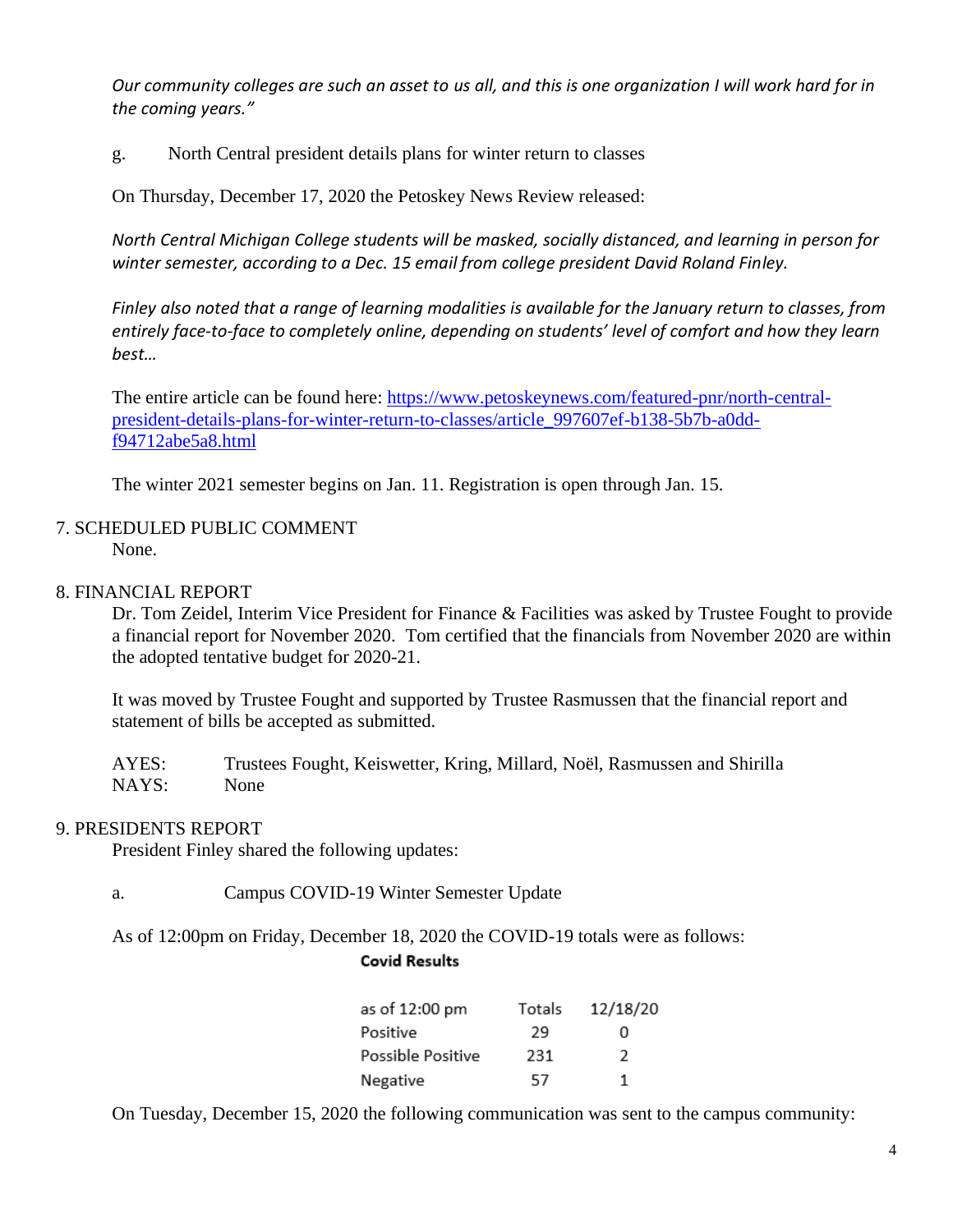*Our community colleges are such an asset to us all, and this is one organization I will work hard for in the coming years."*

g. North Central president details plans for winter return to classes

On Thursday, December 17, 2020 the Petoskey News Review released:

*North Central Michigan College students will be masked, socially distanced, and learning in person for winter semester, according to a Dec. 15 email from college president David Roland Finley.*

*Finley also noted that a range of learning modalities is available for the January return to classes, from entirely face-to-face to completely online, depending on students' level of comfort and how they learn best…*

The entire article can be found here: [https://www.petoskeynews.com/featured-pnr/north-central-president-details-plans-for-winter-return-to-classes/article_997607ef-b138-5b7b-a0dd-f94712abe5a8.html](https://www.petoskeynews.com/featured-pnr/north-central-president-details-plans-for-winter-return-to-classes/article_997607ef-b138-5b7b-a0dd-f94712abe5a8.html)

The winter 2021 semester begins on Jan. 11. Registration is open through Jan. 15.

## 7. SCHEDULED PUBLIC COMMENT

None.

## 8. FINANCIAL REPORT

Dr. Tom Zeidel, Interim Vice President for Finance & Facilities was asked by Trustee Fought to provide a financial report for November 2020. Tom certified that the financials from November 2020 are within the adopted tentative budget for 2020-21.

It was moved by Trustee Fought and supported by Trustee Rasmussen that the financial report and statement of bills be accepted as submitted.

AYES: Trustees Fought, Keiswetter, Kring, Millard, Noël, Rasmussen and Shirilla
NAYS: None

## 9. PRESIDENTS REPORT

President Finley shared the following updates:

a. Campus COVID-19 Winter Semester Update

As of 12:00pm on Friday, December 18, 2020 the COVID-19 totals were as follows:

**Covid Results**

| as of 12:00 pm | Totals | 12/18/20 |
|---|---|---|
| Positive | 29 | 0 |
| Possible Positive | 231 | 2 |
| Negative | 57 | 1 |

On Tuesday, December 15, 2020 the following communication was sent to the campus community: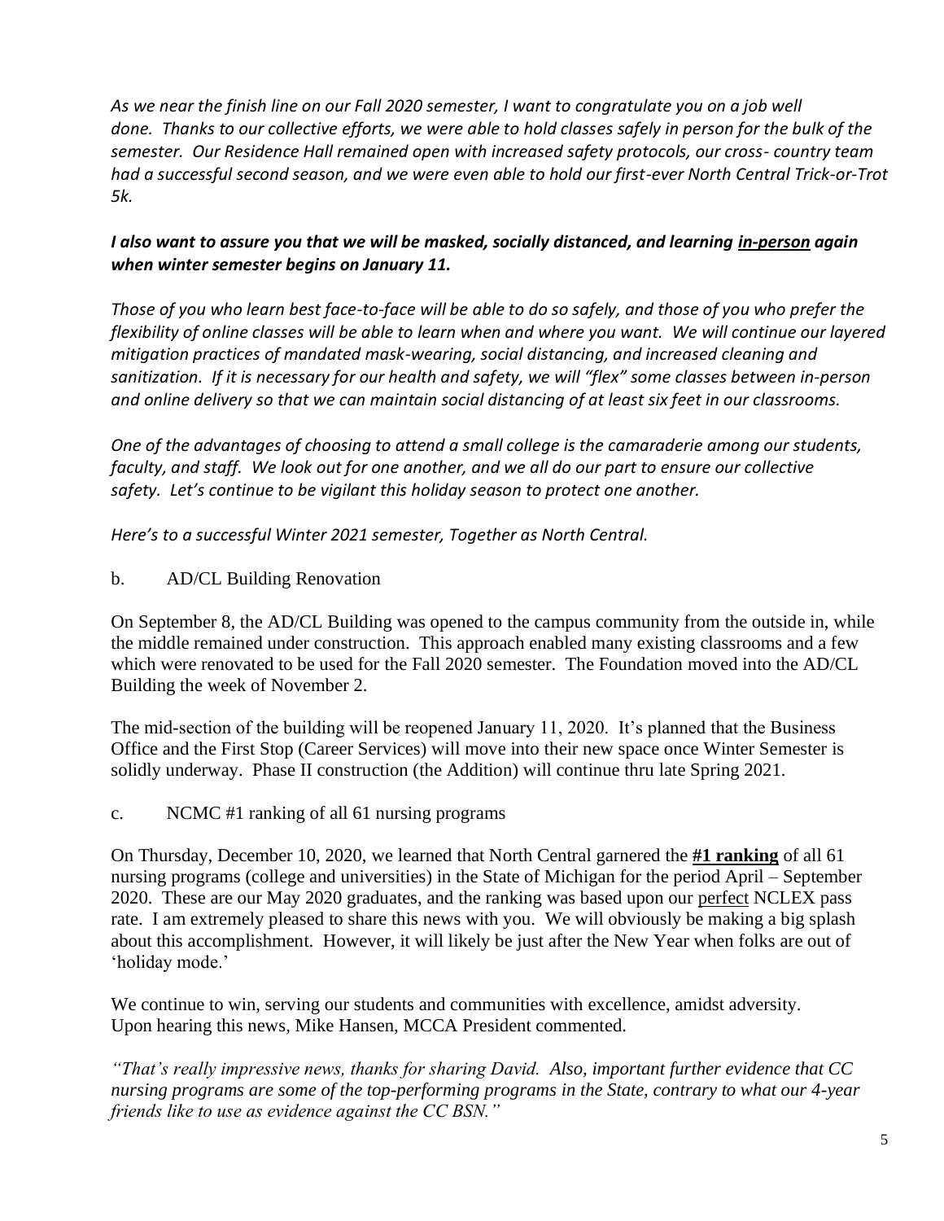*As we near the finish line on our Fall 2020 semester, I want to congratulate you on a job well done. Thanks to our collective efforts, we were able to hold classes safely in person for the bulk of the semester. Our Residence Hall remained open with increased safety protocols, our cross- country team had a successful second season, and we were even able to hold our first-ever North Central Trick-or-Trot 5k.*

***I also want to assure you that we will be masked, socially distanced, and learning <u>in-person</u> again when winter semester begins on January 11.***

*Those of you who learn best face-to-face will be able to do so safely, and those of you who prefer the flexibility of online classes will be able to learn when and where you want. We will continue our layered mitigation practices of mandated mask-wearing, social distancing, and increased cleaning and sanitization. If it is necessary for our health and safety, we will "flex" some classes between in-person and online delivery so that we can maintain social distancing of at least six feet in our classrooms.*

*One of the advantages of choosing to attend a small college is the camaraderie among our students, faculty, and staff. We look out for one another, and we all do our part to ensure our collective safety. Let's continue to be vigilant this holiday season to protect one another.*

*Here's to a successful Winter 2021 semester, Together as North Central.*

b. AD/CL Building Renovation

On September 8, the AD/CL Building was opened to the campus community from the outside in, while the middle remained under construction. This approach enabled many existing classrooms and a few which were renovated to be used for the Fall 2020 semester. The Foundation moved into the AD/CL Building the week of November 2.

The mid-section of the building will be reopened January 11, 2020. It's planned that the Business Office and the First Stop (Career Services) will move into their new space once Winter Semester is solidly underway. Phase II construction (the Addition) will continue thru late Spring 2021.

c. NCMC #1 ranking of all 61 nursing programs

On Thursday, December 10, 2020, we learned that North Central garnered the **<u>#1 ranking</u>** of all 61 nursing programs (college and universities) in the State of Michigan for the period April – September 2020. These are our May 2020 graduates, and the ranking was based upon our <u>perfect</u> NCLEX pass rate. I am extremely pleased to share this news with you. We will obviously be making a big splash about this accomplishment. However, it will likely be just after the New Year when folks are out of 'holiday mode.'

We continue to win, serving our students and communities with excellence, amidst adversity.
Upon hearing this news, Mike Hansen, MCCA President commented.

*"That's really impressive news, thanks for sharing David. Also, important further evidence that CC nursing programs are some of the top-performing programs in the State, contrary to what our 4-year friends like to use as evidence against the CC BSN."*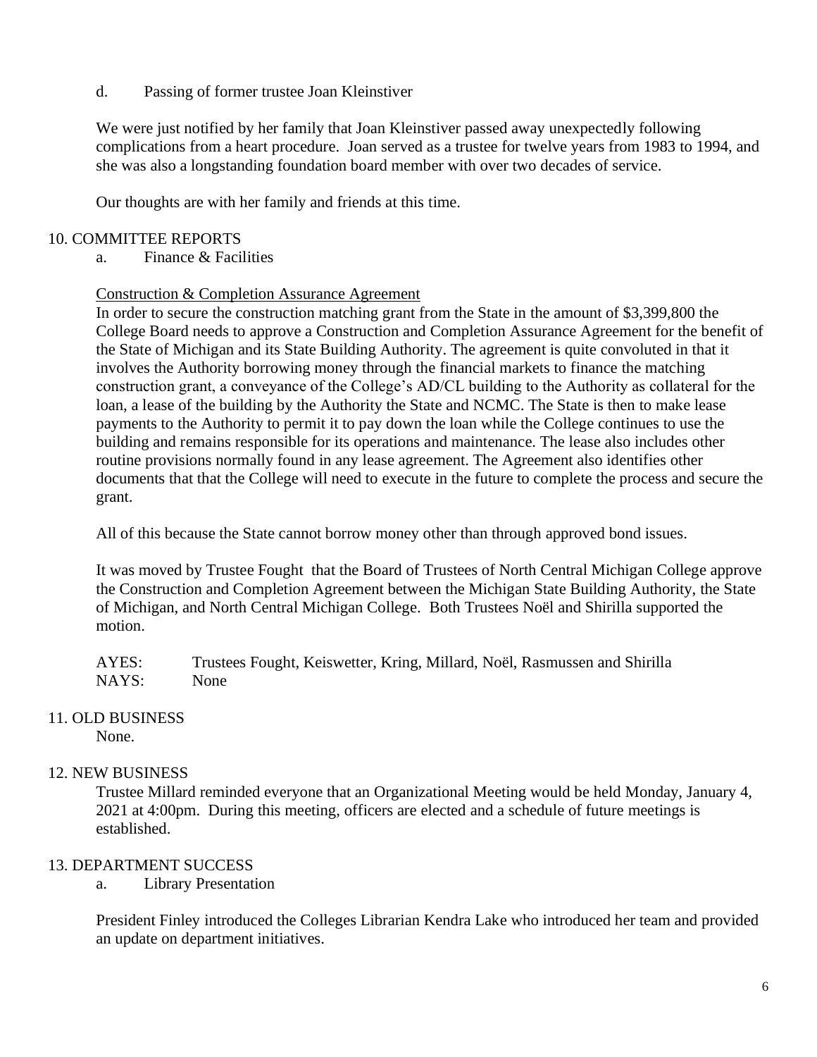d. Passing of former trustee Joan Kleinstiver

We were just notified by her family that Joan Kleinstiver passed away unexpectedly following complications from a heart procedure. Joan served as a trustee for twelve years from 1983 to 1994, and she was also a longstanding foundation board member with over two decades of service.

Our thoughts are with her family and friends at this time.

## 10. COMMITTEE REPORTS

a. Finance & Facilities

Construction & Completion Assurance Agreement

In order to secure the construction matching grant from the State in the amount of $3,399,800 the College Board needs to approve a Construction and Completion Assurance Agreement for the benefit of the State of Michigan and its State Building Authority. The agreement is quite convoluted in that it involves the Authority borrowing money through the financial markets to finance the matching construction grant, a conveyance of the College's AD/CL building to the Authority as collateral for the loan, a lease of the building by the Authority the State and NCMC. The State is then to make lease payments to the Authority to permit it to pay down the loan while the College continues to use the building and remains responsible for its operations and maintenance. The lease also includes other routine provisions normally found in any lease agreement. The Agreement also identifies other documents that that the College will need to execute in the future to complete the process and secure the grant.

All of this because the State cannot borrow money other than through approved bond issues.

It was moved by Trustee Fought that the Board of Trustees of North Central Michigan College approve the Construction and Completion Agreement between the Michigan State Building Authority, the State of Michigan, and North Central Michigan College. Both Trustees Noël and Shirilla supported the motion.

AYES: Trustees Fought, Keiswetter, Kring, Millard, Noël, Rasmussen and Shirilla
NAYS: None

## 11. OLD BUSINESS

None.

## 12. NEW BUSINESS

Trustee Millard reminded everyone that an Organizational Meeting would be held Monday, January 4, 2021 at 4:00pm. During this meeting, officers are elected and a schedule of future meetings is established.

## 13. DEPARTMENT SUCCESS

a. Library Presentation

President Finley introduced the Colleges Librarian Kendra Lake who introduced her team and provided an update on department initiatives.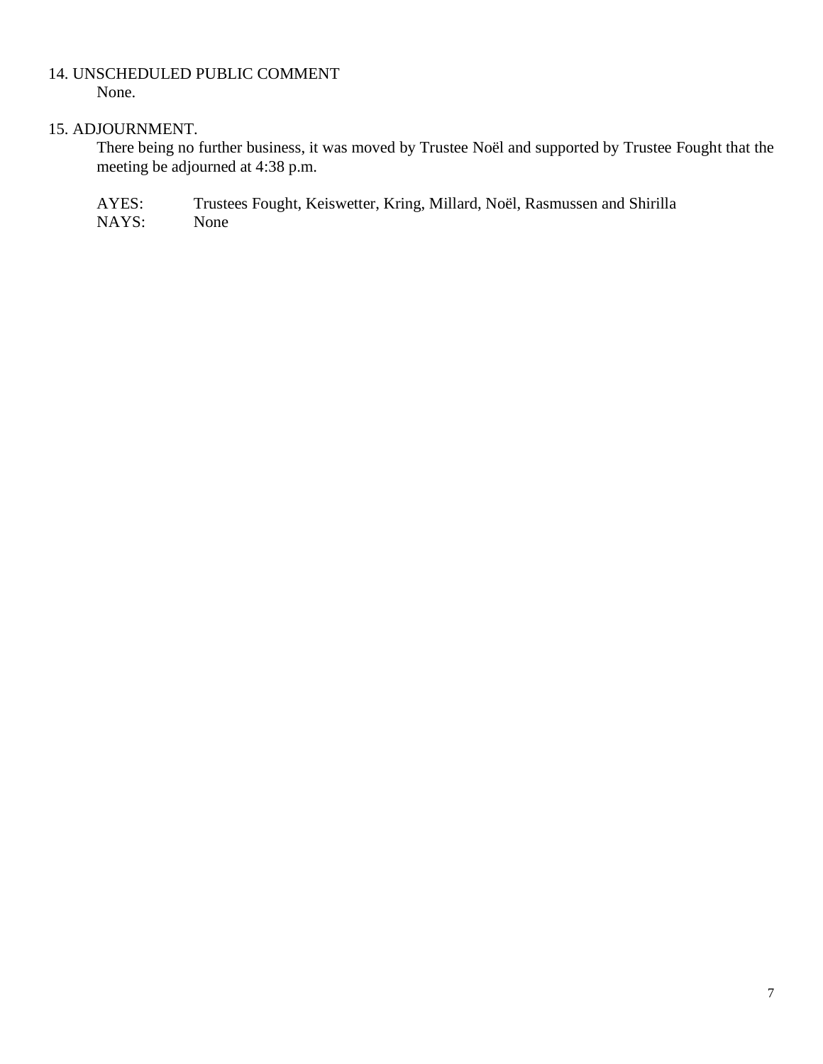14. UNSCHEDULED PUBLIC COMMENT

None.

15. ADJOURNMENT.

There being no further business, it was moved by Trustee Noël and supported by Trustee Fought that the meeting be adjourned at 4:38 p.m.

AYES: Trustees Fought, Keiswetter, Kring, Millard, Noël, Rasmussen and Shirilla
NAYS: None